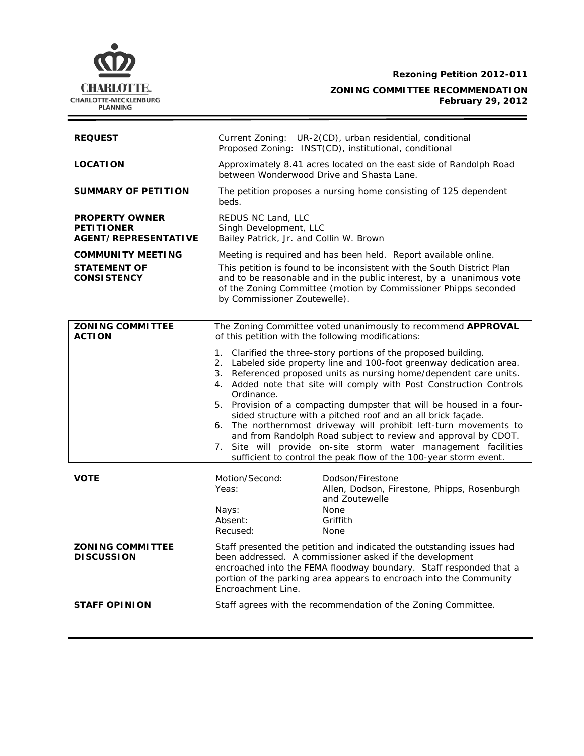**Rezoning Petition 2012-011**

**ZONING COMMITTEE RECOMMENDATION**
**February 29, 2012**

| | |
|---|---|
| **REQUEST** | Current Zoning: UR-2(CD), urban residential, conditional<br>Proposed Zoning: INST(CD), institutional, conditional |
| **LOCATION** | Approximately 8.41 acres located on the east side of Randolph Road between Wonderwood Drive and Shasta Lane. |
| **SUMMARY OF PETITION** | The petition proposes a nursing home consisting of 125 dependent beds. |
| **PROPERTY OWNER**<br>**PETITIONER**<br>**AGENT/REPRESENTATIVE** | REDUS NC Land, LLC<br>Singh Development, LLC<br>Bailey Patrick, Jr. and Collin W. Brown |
| **COMMUNITY MEETING** | Meeting is required and has been held. Report available online. |
| **STATEMENT OF CONSISTENCY** | This petition is found to be inconsistent with the South District Plan and to be reasonable and in the public interest, by a unanimous vote of the Zoning Committee (motion by Commissioner Phipps seconded by Commissioner Zoutewelle). |

| | |
|---|---|
| **ZONING COMMITTEE ACTION** | The Zoning Committee voted unanimously to recommend **APPROVAL** of this petition with the following modifications:<br><br>1. Clarified the three-story portions of the proposed building.<br>2. Labeled side property line and 100-foot greenway dedication area.<br>3. Referenced proposed units as nursing home/dependent care units.<br>4. Added note that site will comply with Post Construction Controls Ordinance.<br>5. Provision of a compacting dumpster that will be housed in a four-sided structure with a pitched roof and an all brick façade.<br>6. The northernmost driveway will prohibit left-turn movements to and from Randolph Road subject to review and approval by CDOT.<br>7. Site will provide on-site storm water management facilities sufficient to control the peak flow of the 100-year storm event. |

| | | |
|---|---|---|
| **VOTE** | Motion/Second: | Dodson/Firestone |
| | Yeas: | Allen, Dodson, Firestone, Phipps, Rosenburgh and Zoutewelle |
| | Nays: | None |
| | Absent: | Griffith |
| | Recused: | None |

| | |
|---|---|
| **ZONING COMMITTEE DISCUSSION** | Staff presented the petition and indicated the outstanding issues had been addressed. A commissioner asked if the development encroached into the FEMA floodway boundary. Staff responded that a portion of the parking area appears to encroach into the Community Encroachment Line. |
| **STAFF OPINION** | Staff agrees with the recommendation of the Zoning Committee. |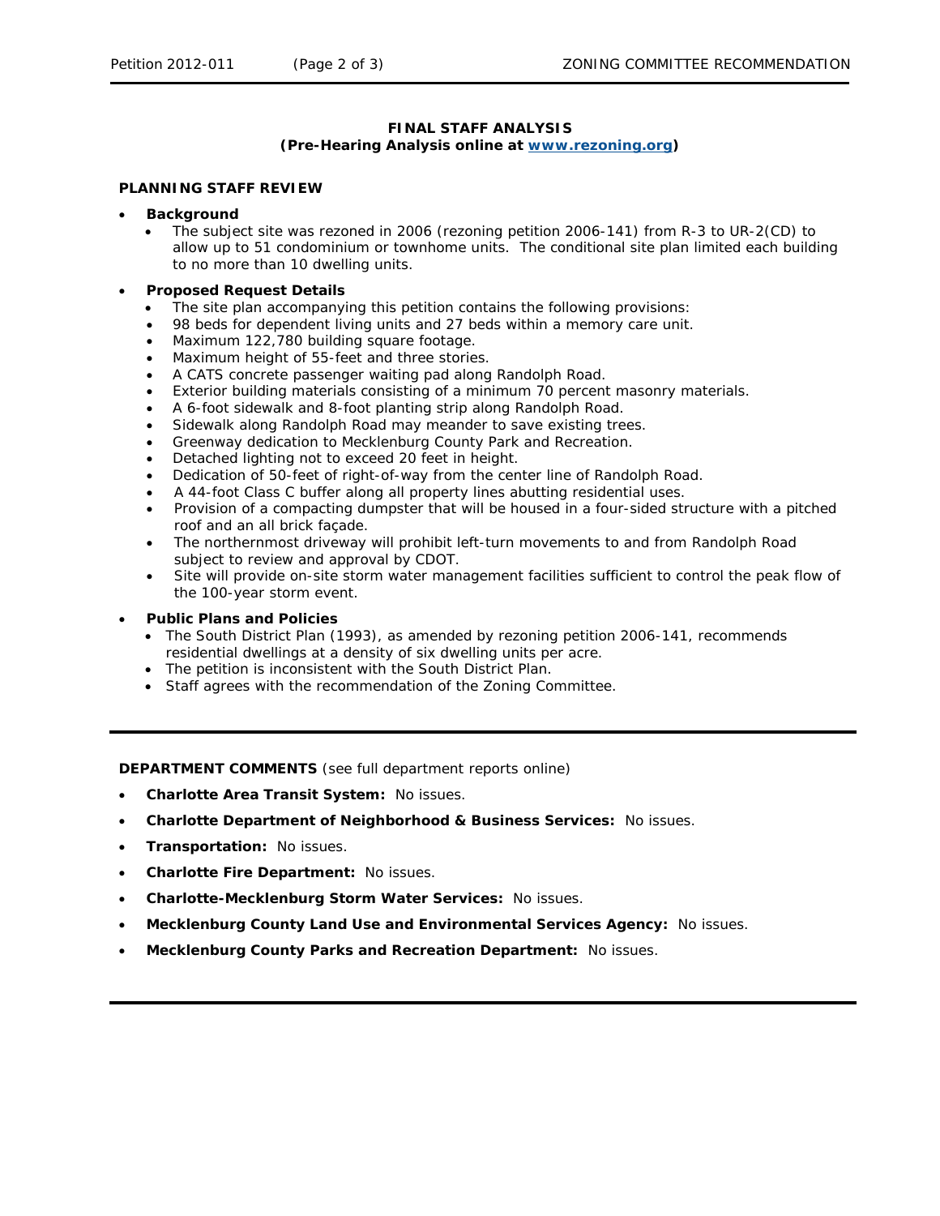**FINAL STAFF ANALYSIS**
**(Pre-Hearing Analysis online at [www.rezoning.org](www.rezoning.org))**

**PLANNING STAFF REVIEW**

- **Background**
  - The subject site was rezoned in 2006 (rezoning petition 2006-141) from R-3 to UR-2(CD) to allow up to 51 condominium or townhome units. The conditional site plan limited each building to no more than 10 dwelling units.

- **Proposed Request Details**
  - The site plan accompanying this petition contains the following provisions:
  - 98 beds for dependent living units and 27 beds within a memory care unit.
  - Maximum 122,780 building square footage.
  - Maximum height of 55-feet and three stories.
  - A CATS concrete passenger waiting pad along Randolph Road.
  - Exterior building materials consisting of a minimum 70 percent masonry materials.
  - A 6-foot sidewalk and 8-foot planting strip along Randolph Road.
  - Sidewalk along Randolph Road may meander to save existing trees.
  - Greenway dedication to Mecklenburg County Park and Recreation.
  - Detached lighting not to exceed 20 feet in height.
  - Dedication of 50-feet of right-of-way from the center line of Randolph Road.
  - A 44-foot Class C buffer along all property lines abutting residential uses.
  - Provision of a compacting dumpster that will be housed in a four-sided structure with a pitched roof and an all brick façade.
  - The northernmost driveway will prohibit left-turn movements to and from Randolph Road subject to review and approval by CDOT.
  - Site will provide on-site storm water management facilities sufficient to control the peak flow of the 100-year storm event.

- **Public Plans and Policies**
  - The South District Plan (1993), as amended by rezoning petition 2006-141, recommends residential dwellings at a density of six dwelling units per acre.
  - The petition is inconsistent with the South District Plan.
  - Staff agrees with the recommendation of the Zoning Committee.

---

**DEPARTMENT COMMENTS** (see full department reports online)

- **Charlotte Area Transit System:** No issues.
- **Charlotte Department of Neighborhood & Business Services:** No issues.
- **Transportation:** No issues.
- **Charlotte Fire Department:** No issues.
- **Charlotte-Mecklenburg Storm Water Services:** No issues.
- **Mecklenburg County Land Use and Environmental Services Agency:** No issues.
- **Mecklenburg County Parks and Recreation Department:** No issues.

---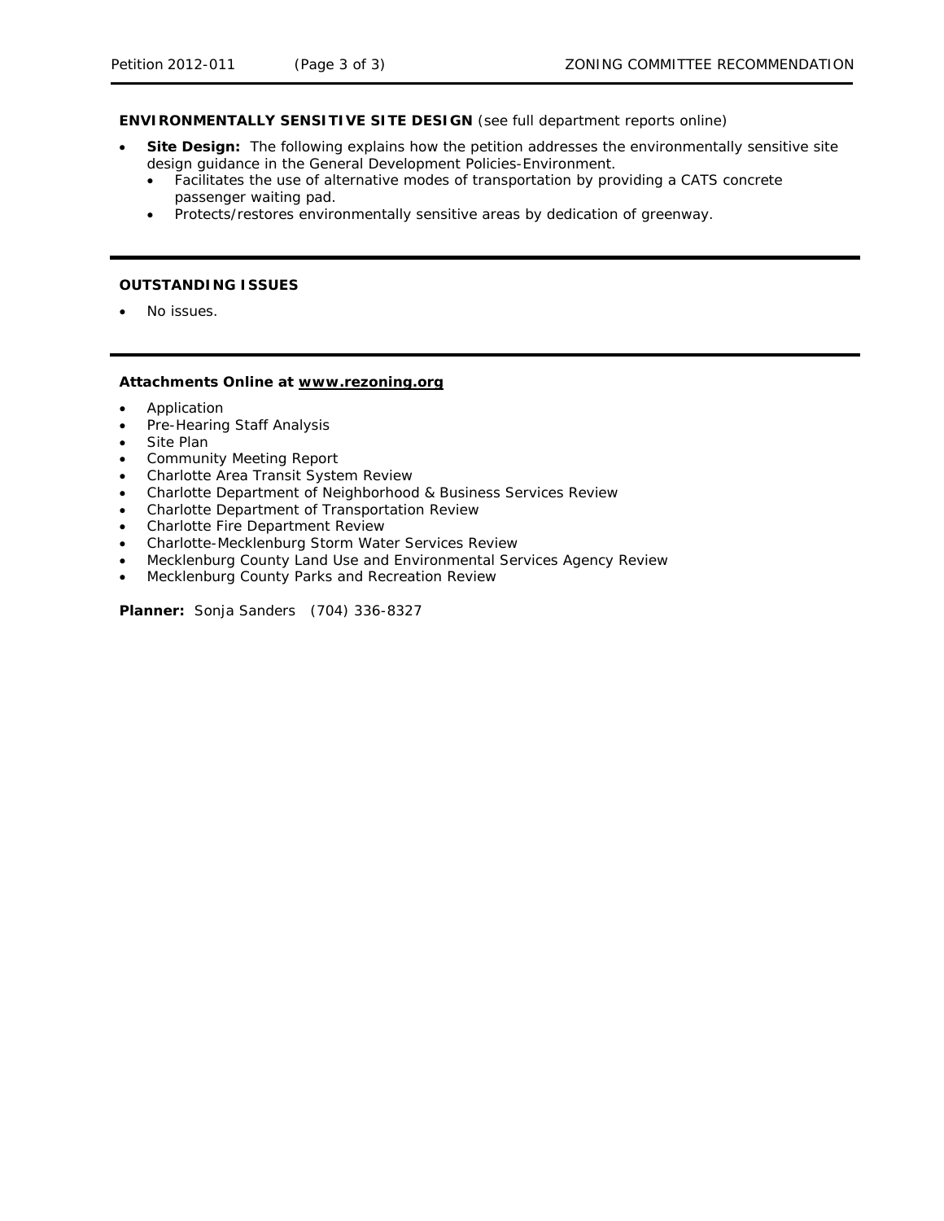**ENVIRONMENTALLY SENSITIVE SITE DESIGN** (see full department reports online)

- **Site Design:** The following explains how the petition addresses the environmentally sensitive site design guidance in the General Development Policies-Environment.
  - Facilitates the use of alternative modes of transportation by providing a CATS concrete passenger waiting pad.
  - Protects/restores environmentally sensitive areas by dedication of greenway.

---

**OUTSTANDING ISSUES**

- No issues.

---

**Attachments Online at www.rezoning.org**

- Application
- Pre-Hearing Staff Analysis
- Site Plan
- Community Meeting Report
- Charlotte Area Transit System Review
- Charlotte Department of Neighborhood & Business Services Review
- Charlotte Department of Transportation Review
- Charlotte Fire Department Review
- Charlotte-Mecklenburg Storm Water Services Review
- Mecklenburg County Land Use and Environmental Services Agency Review
- Mecklenburg County Parks and Recreation Review

**Planner:** Sonja Sanders (704) 336-8327